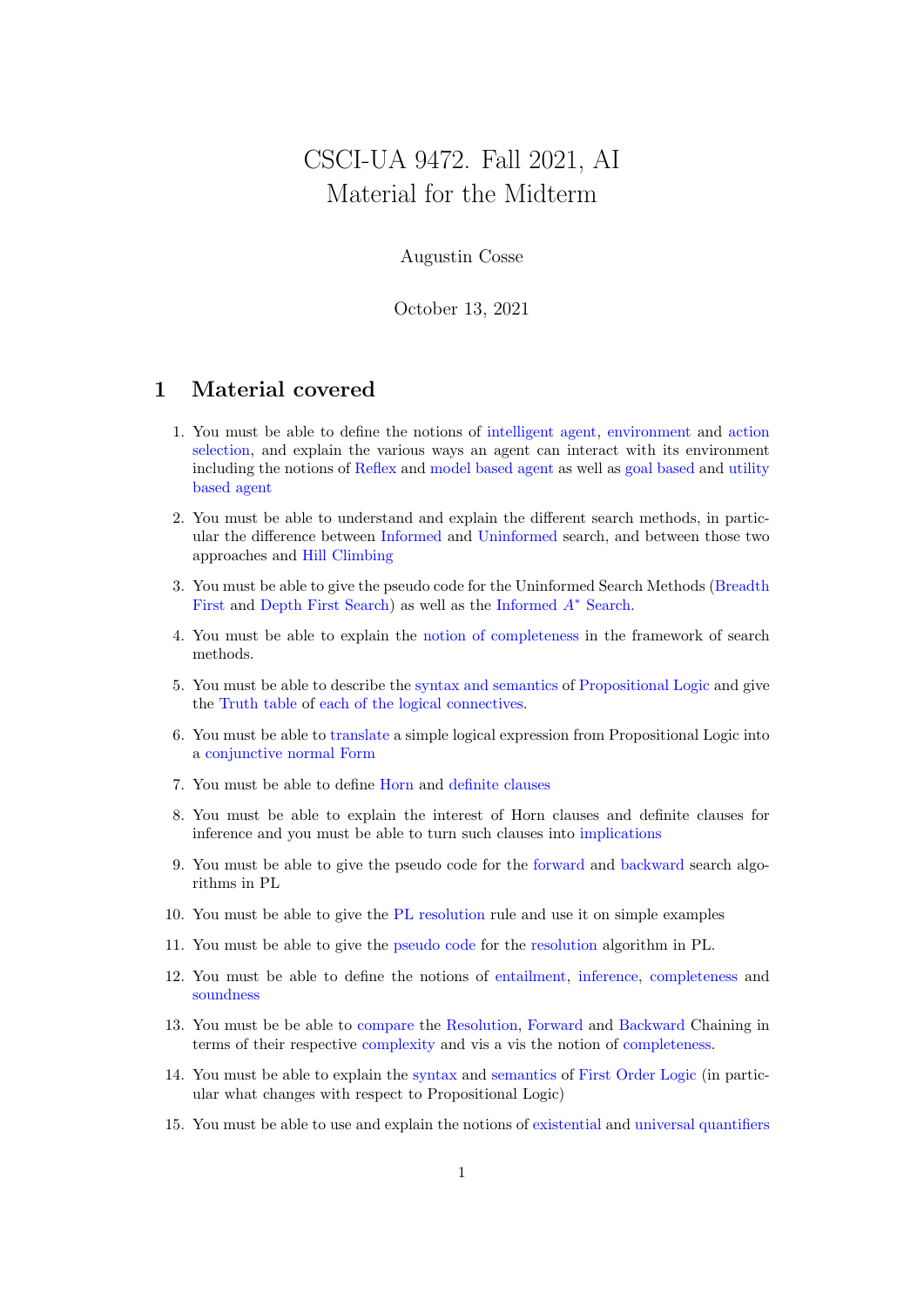# CSCI-UA 9472. Fall 2021, AI
# Material for the Midterm

Augustin Cosse

October 13, 2021

## 1 Material covered

1. You must be able to define the notions of intelligent agent, environment and action selection, and explain the various ways an agent can interact with its environment including the notions of Reflex and model based agent as well as goal based and utility based agent

2. You must be able to understand and explain the different search methods, in particular the difference between Informed and Uninformed search, and between those two approaches and Hill Climbing

3. You must be able to give the pseudo code for the Uninformed Search Methods (Breadth First and Depth First Search) as well as the Informed $A^*$ Search.

4. You must be able to explain the notion of completeness in the framework of search methods.

5. You must be able to describe the syntax and semantics of Propositional Logic and give the Truth table of each of the logical connectives.

6. You must be able to translate a simple logical expression from Propositional Logic into a conjunctive normal Form

7. You must be able to define Horn and definite clauses

8. You must be able to explain the interest of Horn clauses and definite clauses for inference and you must be able to turn such clauses into implications

9. You must be able to give the pseudo code for the forward and backward search algorithms in PL

10. You must be able to give the PL resolution rule and use it on simple examples

11. You must be able to give the pseudo code for the resolution algorithm in PL.

12. You must be able to define the notions of entailment, inference, completeness and soundness

13. You must be be able to compare the Resolution, Forward and Backward Chaining in terms of their respective complexity and vis a vis the notion of completeness.

14. You must be able to explain the syntax and semantics of First Order Logic (in particular what changes with respect to Propositional Logic)

15. You must be able to use and explain the notions of existential and universal quantifiers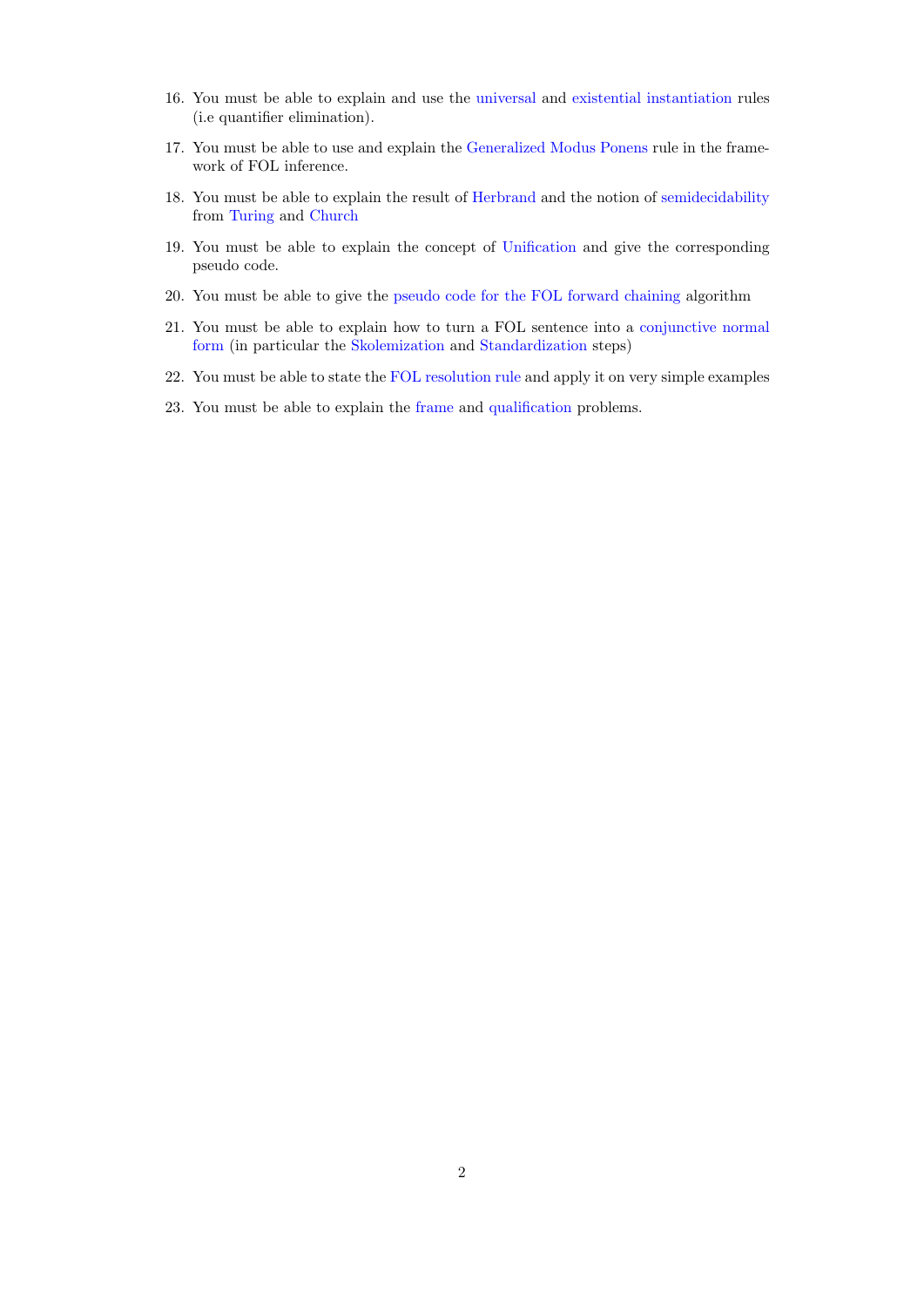16. You must be able to explain and use the universal and existential instantiation rules (i.e quantifier elimination).
17. You must be able to use and explain the Generalized Modus Ponens rule in the framework of FOL inference.
18. You must be able to explain the result of Herbrand and the notion of semidecidability from Turing and Church
19. You must be able to explain the concept of Unification and give the corresponding pseudo code.
20. You must be able to give the pseudo code for the FOL forward chaining algorithm
21. You must be able to explain how to turn a FOL sentence into a conjunctive normal form (in particular the Skolemization and Standardization steps)
22. You must be able to state the FOL resolution rule and apply it on very simple examples
23. You must be able to explain the frame and qualification problems.